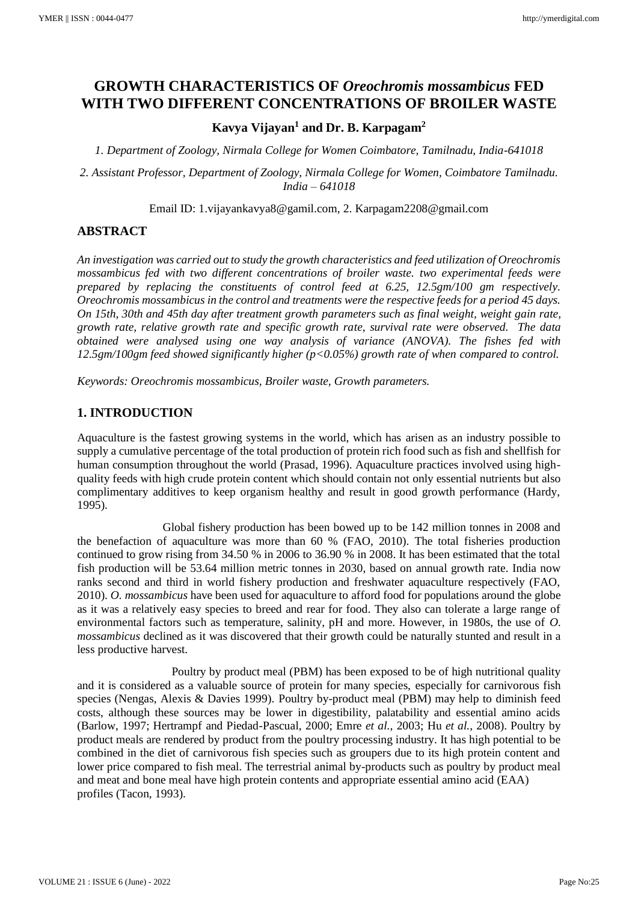# GROWTH CHARACTERISTICS OF *Oreochromis mossambicus* FED WITH TWO DIFFERENT CONCENTRATIONS OF BROILER WASTE

**Kavya Vijayan[1] and Dr. B. Karpagam[2]**

*1. Department of Zoology, Nirmala College for Women Coimbatore, Tamilnadu, India-641018*

*2. Assistant Professor, Department of Zoology, Nirmala College for Women, Coimbatore Tamilnadu. India – 641018*

Email ID: 1.vijayankavya8@gamil.com, 2. Karpagam2208@gmail.com

## ABSTRACT

*An investigation was carried out to study the growth characteristics and feed utilization of Oreochromis mossambicus fed with two different concentrations of broiler waste. two experimental feeds were prepared by replacing the constituents of control feed at 6.25, 12.5gm/100 gm respectively. Oreochromis mossambicus in the control and treatments were the respective feeds for a period 45 days. On 15th, 30th and 45th day after treatment growth parameters such as final weight, weight gain rate, growth rate, relative growth rate and specific growth rate, survival rate were observed. The data obtained were analysed using one way analysis of variance (ANOVA). The fishes fed with 12.5gm/100gm feed showed significantly higher (p<0.05%) growth rate of when compared to control.*

*Keywords: Oreochromis mossambicus, Broiler waste, Growth parameters.*

## 1. INTRODUCTION

Aquaculture is the fastest growing systems in the world, which has arisen as an industry possible to supply a cumulative percentage of the total production of protein rich food such as fish and shellfish for human consumption throughout the world (Prasad, 1996). Aquaculture practices involved using high-quality feeds with high crude protein content which should contain not only essential nutrients but also complimentary additives to keep organism healthy and result in good growth performance (Hardy, 1995).

Global fishery production has been bowed up to be 142 million tonnes in 2008 and the benefaction of aquaculture was more than 60 % (FAO, 2010). The total fisheries production continued to grow rising from 34.50 % in 2006 to 36.90 % in 2008. It has been estimated that the total fish production will be 53.64 million metric tonnes in 2030, based on annual growth rate. India now ranks second and third in world fishery production and freshwater aquaculture respectively (FAO, 2010). *O. mossambicus* have been used for aquaculture to afford food for populations around the globe as it was a relatively easy species to breed and rear for food. They also can tolerate a large range of environmental factors such as temperature, salinity, pH and more. However, in 1980s, the use of *O. mossambicus* declined as it was discovered that their growth could be naturally stunted and result in a less productive harvest.

Poultry by product meal (PBM) has been exposed to be of high nutritional quality and it is considered as a valuable source of protein for many species, especially for carnivorous fish species (Nengas, Alexis & Davies 1999). Poultry by-product meal (PBM) may help to diminish feed costs, although these sources may be lower in digestibility, palatability and essential amino acids (Barlow, 1997; Hertrampf and Piedad-Pascual, 2000; Emre *et al.,* 2003; Hu *et al.,* 2008). Poultry by product meals are rendered by product from the poultry processing industry. It has high potential to be combined in the diet of carnivorous fish species such as groupers due to its high protein content and lower price compared to fish meal. The terrestrial animal by-products such as poultry by product meal and meat and bone meal have high protein contents and appropriate essential amino acid (EAA) profiles (Tacon, 1993).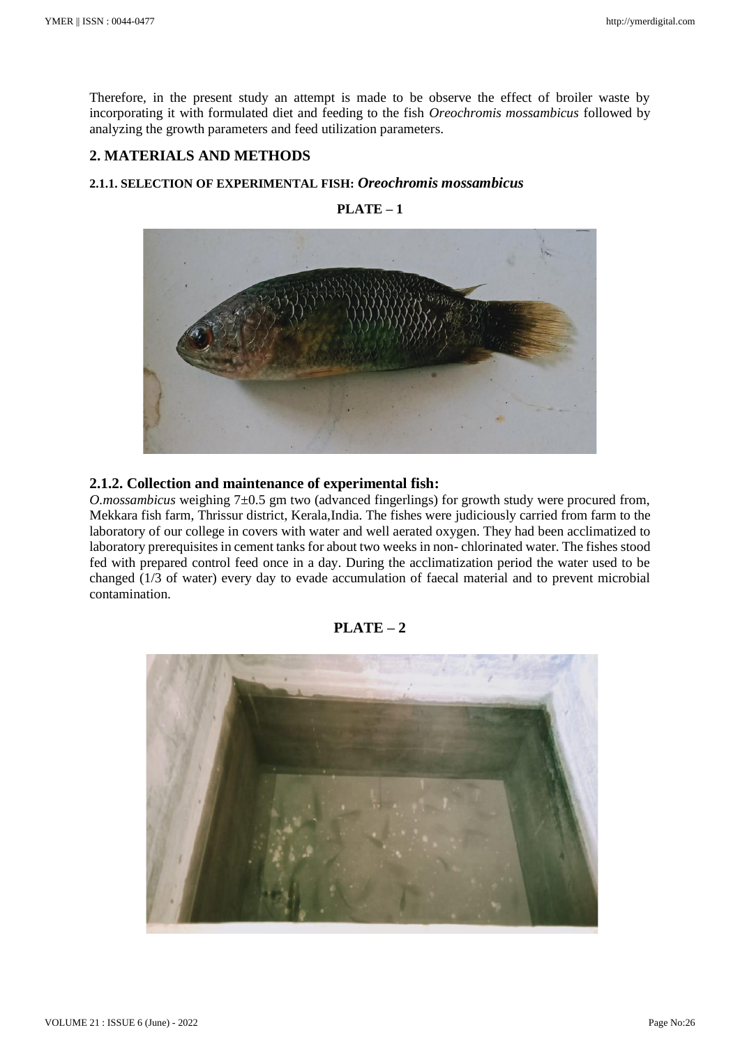Therefore, in the present study an attempt is made to be observe the effect of broiler waste by incorporating it with formulated diet and feeding to the fish *Oreochromis mossambicus* followed by analyzing the growth parameters and feed utilization parameters.

## 2. MATERIALS AND METHODS

#### 2.1.1. SELECTION OF EXPERIMENTAL FISH: *Oreochromis mossambicus*

**PLATE – 1**

### 2.1.2. Collection and maintenance of experimental fish:

*O.mossambicus* weighing 7±0.5 gm two (advanced fingerlings) for growth study were procured from, Mekkara fish farm, Thrissur district, Kerala,India. The fishes were judiciously carried from farm to the laboratory of our college in covers with water and well aerated oxygen. They had been acclimatized to laboratory prerequisites in cement tanks for about two weeks in non- chlorinated water. The fishes stood fed with prepared control feed once in a day. During the acclimatization period the water used to be changed (1/3 of water) every day to evade accumulation of faecal material and to prevent microbial contamination.

**PLATE – 2**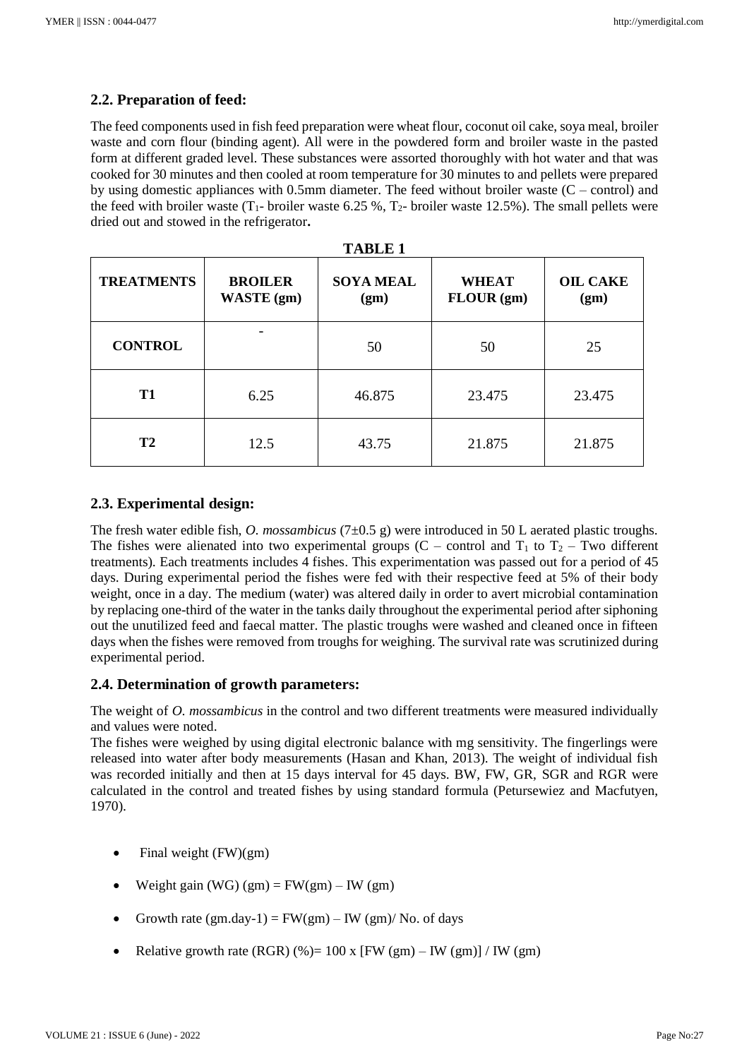## 2.2. Preparation of feed:

The feed components used in fish feed preparation were wheat flour, coconut oil cake, soya meal, broiler waste and corn flour (binding agent). All were in the powdered form and broiler waste in the pasted form at different graded level. These substances were assorted thoroughly with hot water and that was cooked for 30 minutes and then cooled at room temperature for 30 minutes to and pellets were prepared by using domestic appliances with 0.5mm diameter. The feed without broiler waste (C – control) and the feed with broiler waste ($T_1$- broiler waste 6.25 %, $T_2$- broiler waste 12.5%). The small pellets were dried out and stowed in the refrigerator**.**

**TABLE 1**

| TREATMENTS | BROILER WASTE (gm) | SOYA MEAL (gm) | WHEAT FLOUR (gm) | OIL CAKE (gm) |
|---|---|---|---|---|
| CONTROL | - | 50 | 50 | 25 |
| T1 | 6.25 | 46.875 | 23.475 | 23.475 |
| T2 | 12.5 | 43.75 | 21.875 | 21.875 |

## 2.3. Experimental design:

The fresh water edible fish, *O. mossambicus* (7±0.5 g) were introduced in 50 L aerated plastic troughs. The fishes were alienated into two experimental groups (C – control and $T_1$ to $T_2$ – Two different treatments). Each treatments includes 4 fishes. This experimentation was passed out for a period of 45 days. During experimental period the fishes were fed with their respective feed at 5% of their body weight, once in a day. The medium (water) was altered daily in order to avert microbial contamination by replacing one-third of the water in the tanks daily throughout the experimental period after siphoning out the unutilized feed and faecal matter. The plastic troughs were washed and cleaned once in fifteen days when the fishes were removed from troughs for weighing. The survival rate was scrutinized during experimental period.

## 2.4. Determination of growth parameters:

The weight of *O. mossambicus* in the control and two different treatments were measured individually and values were noted.

The fishes were weighed by using digital electronic balance with mg sensitivity. The fingerlings were released into water after body measurements (Hasan and Khan, 2013). The weight of individual fish was recorded initially and then at 15 days interval for 45 days. BW, FW, GR, SGR and RGR were calculated in the control and treated fishes by using standard formula (Petursewiez and Macfutyen, 1970).

- Final weight (FW)(gm)
- Weight gain (WG) (gm) = FW(gm) – IW (gm)
- Growth rate (gm.day-1) = FW(gm) – IW (gm)/ No. of days
- Relative growth rate (RGR) (%)= 100 x [FW (gm) – IW (gm)] / IW (gm)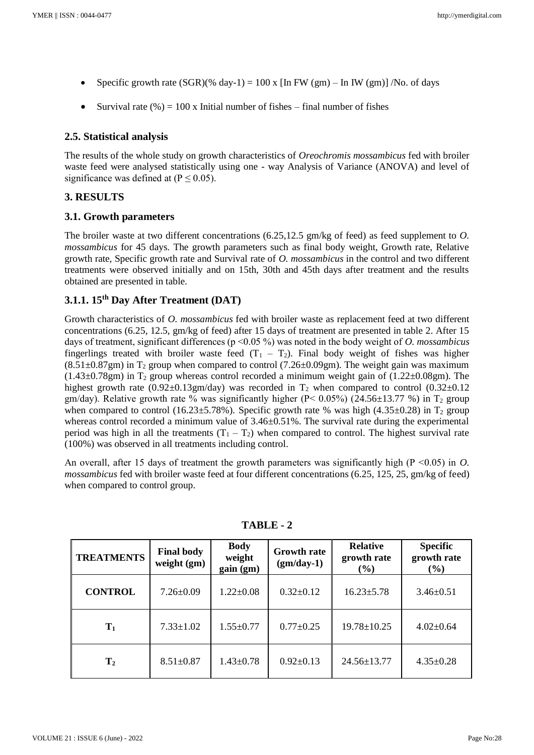- Specific growth rate (SGR)(% day-1) = 100 x [In FW (gm) – In IW (gm)] /No. of days
- Survival rate (%) = 100 x Initial number of fishes – final number of fishes

### 2.5. Statistical analysis

The results of the whole study on growth characteristics of *Oreochromis mossambicus* fed with broiler waste feed were analysed statistically using one - way Analysis of Variance (ANOVA) and level of significance was defined at ($P \leq 0.05$).

## 3. RESULTS

### 3.1. Growth parameters

The broiler waste at two different concentrations (6.25,12.5 gm/kg of feed) as feed supplement to *O. mossambicus* for 45 days. The growth parameters such as final body weight, Growth rate, Relative growth rate, Specific growth rate and Survival rate of *O. mossambicus* in the control and two different treatments were observed initially and on 15th, 30th and 45th days after treatment and the results obtained are presented in table.

### 3.1.1. 15th Day After Treatment (DAT)

Growth characteristics of *O. mossambicus* fed with broiler waste as replacement feed at two different concentrations (6.25, 12.5, gm/kg of feed) after 15 days of treatment are presented in table 2. After 15 days of treatment, significant differences ($p < 0.05$ %) was noted in the body weight of *O. mossambicus* fingerlings treated with broiler waste feed ($T_1$ – $T_2$). Final body weight of fishes was higher (8.51±0.87gm) in $T_2$ group when compared to control (7.26±0.09gm). The weight gain was maximum (1.43±0.78gm) in $T_2$ group whereas control recorded a minimum weight gain of (1.22±0.08gm). The highest growth rate (0.92±0.13gm/day) was recorded in $T_2$ when compared to control (0.32±0.12 gm/day). Relative growth rate % was significantly higher ($P < 0.05\%$) (24.56±13.77 %) in $T_2$ group when compared to control (16.23±5.78%). Specific growth rate % was high (4.35±0.28) in $T_2$ group whereas control recorded a minimum value of 3.46±0.51%. The survival rate during the experimental period was high in all the treatments ($T_1$ – $T_2$) when compared to control. The highest survival rate (100%) was observed in all treatments including control.

An overall, after 15 days of treatment the growth parameters was significantly high ($P < 0.05$) in *O. mossambicus* fed with broiler waste feed at four different concentrations (6.25, 125, 25, gm/kg of feed) when compared to control group.

**TABLE - 2**

| TREATMENTS | Final body weight (gm) | Body weight gain (gm) | Growth rate (gm/day-1) | Relative growth rate (%) | Specific growth rate (%) |
|---|---|---|---|---|---|
| **CONTROL** | 7.26±0.09 | 1.22±0.08 | 0.32±0.12 | 16.23±5.78 | 3.46±0.51 |
| **$T_1$** | 7.33±1.02 | 1.55±0.77 | 0.77±0.25 | 19.78±10.25 | 4.02±0.64 |
| **$T_2$** | 8.51±0.87 | 1.43±0.78 | 0.92±0.13 | 24.56±13.77 | 4.35±0.28 |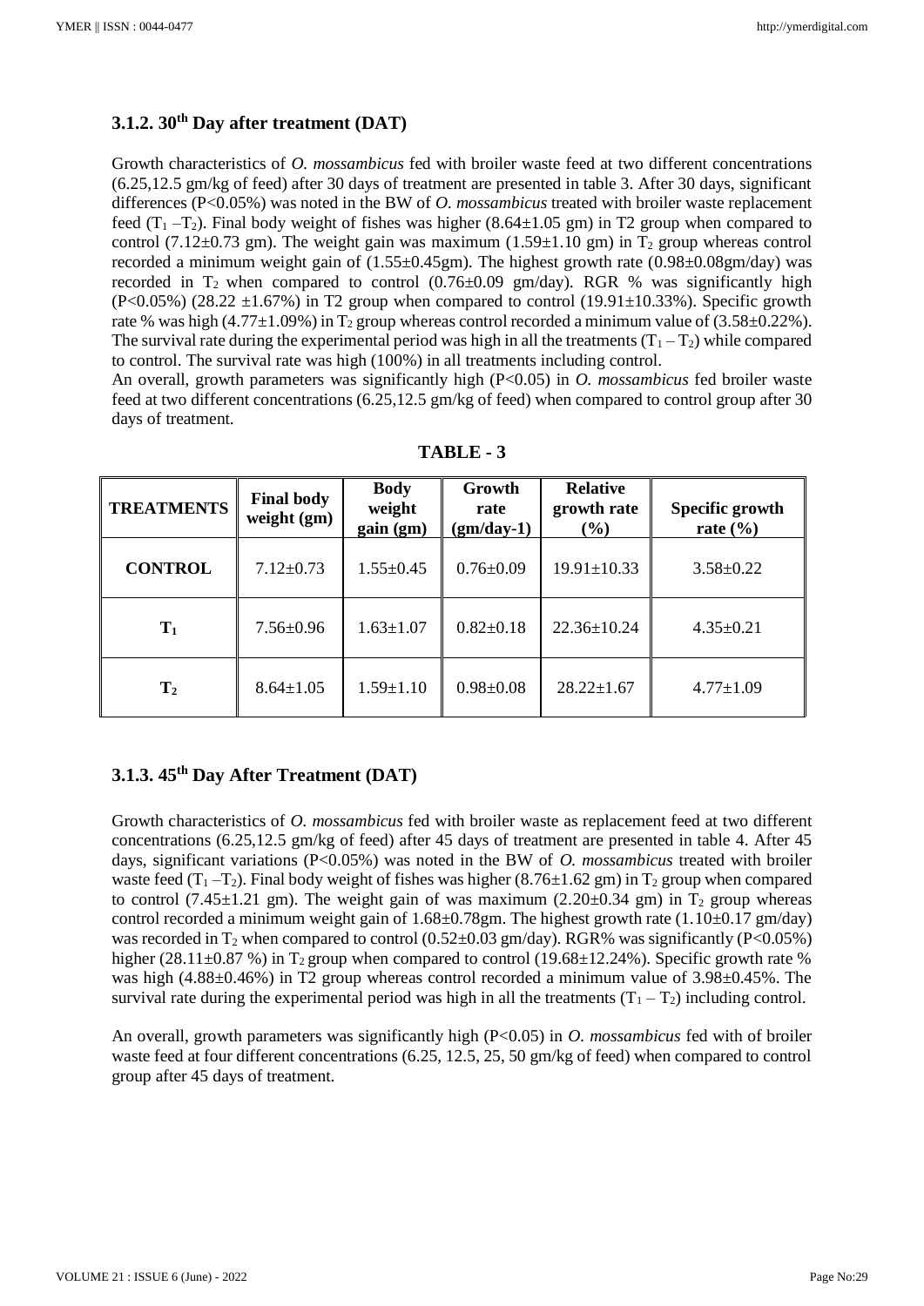### 3.1.2. 30th Day after treatment (DAT)

Growth characteristics of *O. mossambicus* fed with broiler waste feed at two different concentrations (6.25,12.5 gm/kg of feed) after 30 days of treatment are presented in table 3. After 30 days, significant differences (P<0.05%) was noted in the BW of *O. mossambicus* treated with broiler waste replacement feed ($T_1$ –$T_2$). Final body weight of fishes was higher (8.64±1.05 gm) in T2 group when compared to control (7.12±0.73 gm). The weight gain was maximum (1.59±1.10 gm) in $T_2$ group whereas control recorded a minimum weight gain of (1.55±0.45gm). The highest growth rate (0.98±0.08gm/day) was recorded in $T_2$ when compared to control (0.76±0.09 gm/day). RGR % was significantly high (P<0.05%) (28.22 ±1.67%) in T2 group when compared to control (19.91±10.33%). Specific growth rate % was high (4.77±1.09%) in $T_2$ group whereas control recorded a minimum value of (3.58±0.22%). The survival rate during the experimental period was high in all the treatments ($T_1$ – $T_2$) while compared to control. The survival rate was high (100%) in all treatments including control.

An overall, growth parameters was significantly high (P<0.05) in *O. mossambicus* fed broiler waste feed at two different concentrations (6.25,12.5 gm/kg of feed) when compared to control group after 30 days of treatment.

**TABLE - 3**

| TREATMENTS | Final body weight (gm) | Body weight gain (gm) | Growth rate (gm/day-1) | Relative growth rate (%) | Specific growth rate (%) |
|---|---|---|---|---|---|
| CONTROL | 7.12±0.73 | 1.55±0.45 | 0.76±0.09 | 19.91±10.33 | 3.58±0.22 |
| $T_1$ | 7.56±0.96 | 1.63±1.07 | 0.82±0.18 | 22.36±10.24 | 4.35±0.21 |
| $T_2$ | 8.64±1.05 | 1.59±1.10 | 0.98±0.08 | 28.22±1.67 | 4.77±1.09 |

### 3.1.3. 45th Day After Treatment (DAT)

Growth characteristics of *O. mossambicus* fed with broiler waste as replacement feed at two different concentrations (6.25,12.5 gm/kg of feed) after 45 days of treatment are presented in table 4. After 45 days, significant variations (P<0.05%) was noted in the BW of *O. mossambicus* treated with broiler waste feed ($T_1$ –$T_2$). Final body weight of fishes was higher (8.76±1.62 gm) in $T_2$ group when compared to control (7.45±1.21 gm). The weight gain of was maximum (2.20±0.34 gm) in $T_2$ group whereas control recorded a minimum weight gain of 1.68±0.78gm. The highest growth rate (1.10±0.17 gm/day) was recorded in $T_2$ when compared to control (0.52±0.03 gm/day). RGR% was significantly (P<0.05%) higher (28.11±0.87 %) in $T_2$ group when compared to control (19.68±12.24%). Specific growth rate % was high (4.88±0.46%) in T2 group whereas control recorded a minimum value of 3.98±0.45%. The survival rate during the experimental period was high in all the treatments ($T_1$ – $T_2$) including control.

An overall, growth parameters was significantly high (P<0.05) in *O. mossambicus* fed with of broiler waste feed at four different concentrations (6.25, 12.5, 25, 50 gm/kg of feed) when compared to control group after 45 days of treatment.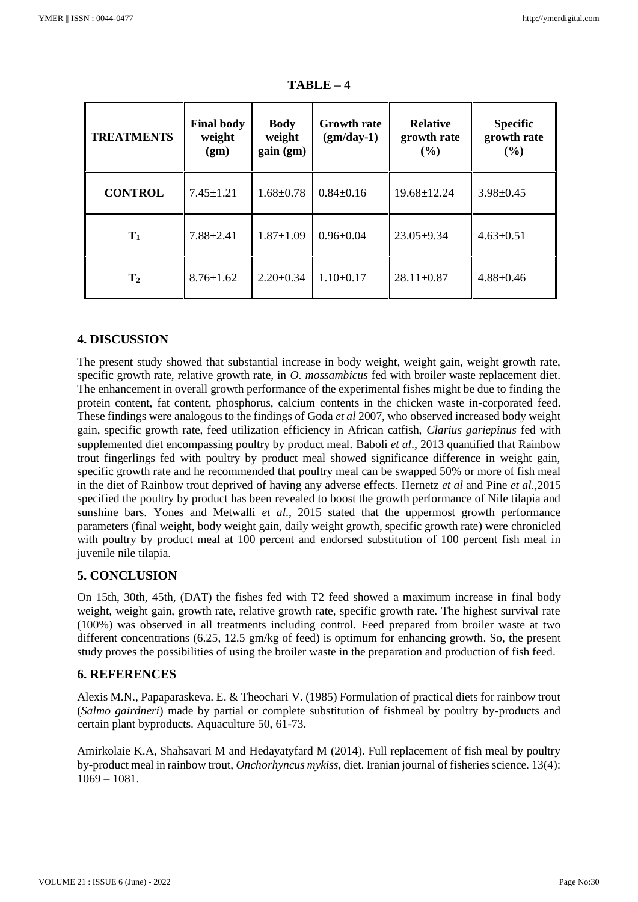**TABLE – 4**

| TREATMENTS | Final body weight (gm) | Body weight gain (gm) | Growth rate (gm/day-1) | Relative growth rate (%) | Specific growth rate (%) |
| --- | --- | --- | --- | --- | --- |
| CONTROL | 7.45±1.21 | 1.68±0.78 | 0.84±0.16 | 19.68±12.24 | 3.98±0.45 |
| $T_1$ | 7.88±2.41 | 1.87±1.09 | 0.96±0.04 | 23.05±9.34 | 4.63±0.51 |
| $T_2$ | 8.76±1.62 | 2.20±0.34 | 1.10±0.17 | 28.11±0.87 | 4.88±0.46 |

## 4. DISCUSSION

The present study showed that substantial increase in body weight, weight gain, weight growth rate, specific growth rate, relative growth rate, in *O. mossambicus* fed with broiler waste replacement diet. The enhancement in overall growth performance of the experimental fishes might be due to finding the protein content, fat content, phosphorus, calcium contents in the chicken waste in-corporated feed. These findings were analogous to the findings of Goda *et al* 2007, who observed increased body weight gain, specific growth rate, feed utilization efficiency in African catfish, *Clarius gariepinus* fed with supplemented diet encompassing poultry by product meal. Baboli *et al*., 2013 quantified that Rainbow trout fingerlings fed with poultry by product meal showed significance difference in weight gain, specific growth rate and he recommended that poultry meal can be swapped 50% or more of fish meal in the diet of Rainbow trout deprived of having any adverse effects. Hernetz *et al* and Pine *et al*.,2015 specified the poultry by product has been revealed to boost the growth performance of Nile tilapia and sunshine bars. Yones and Metwalli *et al*., 2015 stated that the uppermost growth performance parameters (final weight, body weight gain, daily weight growth, specific growth rate) were chronicled with poultry by product meal at 100 percent and endorsed substitution of 100 percent fish meal in juvenile nile tilapia.

## 5. CONCLUSION

On 15th, 30th, 45th, (DAT) the fishes fed with T2 feed showed a maximum increase in final body weight, weight gain, growth rate, relative growth rate, specific growth rate. The highest survival rate (100%) was observed in all treatments including control. Feed prepared from broiler waste at two different concentrations (6.25, 12.5 gm/kg of feed) is optimum for enhancing growth. So, the present study proves the possibilities of using the broiler waste in the preparation and production of fish feed.

## 6. REFERENCES

Alexis M.N., Papaparaskeva. E. & Theochari V. (1985) Formulation of practical diets for rainbow trout (*Salmo gairdneri*) made by partial or complete substitution of fishmeal by poultry by-products and certain plant byproducts. Aquaculture 50, 61-73.

Amirkolaie K.A, Shahsavari M and Hedayatyfard M (2014). Full replacement of fish meal by poultry by-product meal in rainbow trout, *Onchorhyncus mykiss*, diet. Iranian journal of fisheries science. 13(4): 1069 – 1081.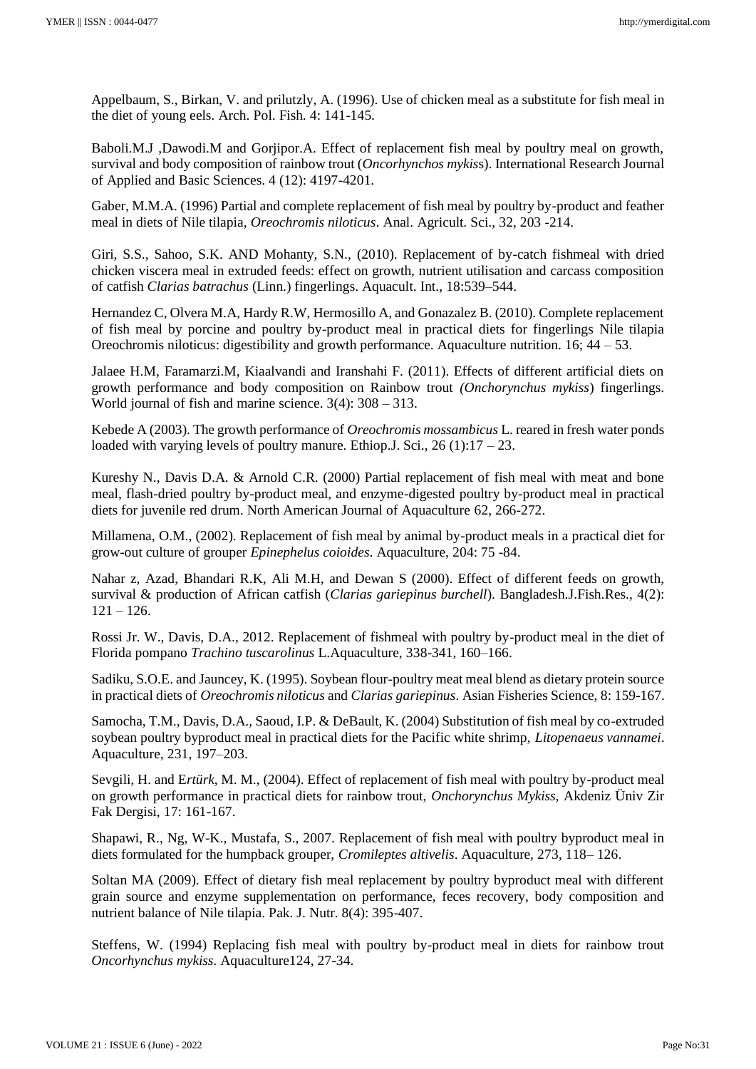Appelbaum, S., Birkan, V. and prilutzly, A. (1996). Use of chicken meal as a substitute for fish meal in the diet of young eels. Arch. Pol. Fish. 4: 141-145.

Baboli.M.J ,Dawodi.M and Gorjipor.A. Effect of replacement fish meal by poultry meal on growth, survival and body composition of rainbow trout (*Oncorhynchos mykiss*). International Research Journal of Applied and Basic Sciences. 4 (12): 4197-4201.

Gaber, M.M.A. (1996) Partial and complete replacement of fish meal by poultry by-product and feather meal in diets of Nile tilapia, *Oreochromis niloticus*. Anal. Agricult. Sci., 32, 203 -214.

Giri, S.S., Sahoo, S.K. AND Mohanty, S.N., (2010). Replacement of by-catch fishmeal with dried chicken viscera meal in extruded feeds: effect on growth, nutrient utilisation and carcass composition of catfish *Clarias batrachus* (Linn.) fingerlings. Aquacult. Int., 18:539–544.

Hernandez C, Olvera M.A, Hardy R.W, Hermosillo A, and Gonazalez B. (2010). Complete replacement of fish meal by porcine and poultry by-product meal in practical diets for fingerlings Nile tilapia Oreochromis niloticus: digestibility and growth performance. Aquaculture nutrition. 16; 44 – 53.

Jalaee H.M, Faramarzi.M, Kiaalvandi and Iranshahi F. (2011). Effects of different artificial diets on growth performance and body composition on Rainbow trout *(Onchorynchus mykiss*) fingerlings. World journal of fish and marine science. 3(4): 308 – 313.

Kebede A (2003). The growth performance of *Oreochromis mossambicus* L. reared in fresh water ponds loaded with varying levels of poultry manure. Ethiop.J. Sci., 26 (1):17 – 23.

Kureshy N., Davis D.A. & Arnold C.R. (2000) Partial replacement of fish meal with meat and bone meal, flash-dried poultry by-product meal, and enzyme-digested poultry by-product meal in practical diets for juvenile red drum. North American Journal of Aquaculture 62, 266-272.

Millamena, O.M., (2002). Replacement of fish meal by animal by-product meals in a practical diet for grow-out culture of grouper *Epinephelus coioides*. Aquaculture, 204: 75 -84.

Nahar z, Azad, Bhandari R.K, Ali M.H, and Dewan S (2000). Effect of different feeds on growth, survival & production of African catfish (*Clarias gariepinus burchell*). Bangladesh.J.Fish.Res., 4(2): 121 – 126.

Rossi Jr. W., Davis, D.A., 2012. Replacement of fishmeal with poultry by-product meal in the diet of Florida pompano *Trachino tuscarolinus* L.Aquaculture, 338-341, 160–166.

Sadiku, S.O.E. and Jauncey, K. (1995). Soybean flour-poultry meat meal blend as dietary protein source in practical diets of *Oreochromis niloticus* and *Clarias gariepinus*. Asian Fisheries Science, 8: 159-167.

Samocha, T.M., Davis, D.A., Saoud, I.P. & DeBault, K. (2004) Substitution of fish meal by co-extruded soybean poultry byproduct meal in practical diets for the Pacific white shrimp, *Litopenaeus vannamei*. Aquaculture, 231, 197–203.

Sevgili, H. and E*rtürk*, M. M., (2004). Effect of replacement of fish meal with poultry by-product meal on growth performance in practical diets for rainbow trout, *Onchorynchus Mykiss*, Akdeniz Üniv Zir Fak Dergisi, 17: 161-167.

Shapawi, R., Ng, W-K., Mustafa, S., 2007. Replacement of fish meal with poultry byproduct meal in diets formulated for the humpback grouper, *Cromileptes altivelis*. Aquaculture, 273, 118– 126.

Soltan MA (2009). Effect of dietary fish meal replacement by poultry byproduct meal with different grain source and enzyme supplementation on performance, feces recovery, body composition and nutrient balance of Nile tilapia. Pak. J. Nutr. 8(4): 395-407.

Steffens, W. (1994) Replacing fish meal with poultry by-product meal in diets for rainbow trout *Oncorhynchus mykiss*. Aquaculture124, 27-34.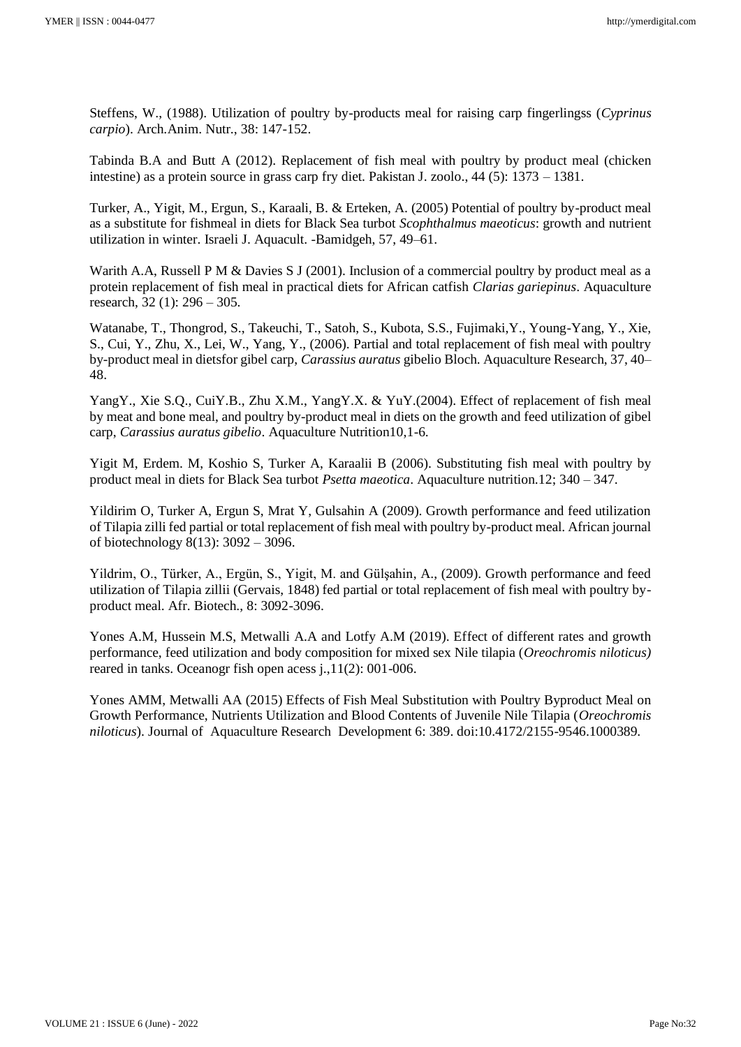Steffens, W., (1988). Utilization of poultry by-products meal for raising carp fingerlingss (*Cyprinus carpio*). Arch.Anim. Nutr., 38: 147-152.

Tabinda B.A and Butt A (2012). Replacement of fish meal with poultry by product meal (chicken intestine) as a protein source in grass carp fry diet. Pakistan J. zoolo., 44 (5): 1373 – 1381.

Turker, A., Yigit, M., Ergun, S., Karaali, B. & Erteken, A. (2005) Potential of poultry by-product meal as a substitute for fishmeal in diets for Black Sea turbot *Scophthalmus maeoticus*: growth and nutrient utilization in winter. Israeli J. Aquacult. -Bamidgeh, 57, 49–61.

Warith A.A, Russell P M & Davies S J (2001). Inclusion of a commercial poultry by product meal as a protein replacement of fish meal in practical diets for African catfish *Clarias gariepinus*. Aquaculture research, 32 (1): 296 – 305.

Watanabe, T., Thongrod, S., Takeuchi, T., Satoh, S., Kubota, S.S., Fujimaki,Y., Young-Yang, Y., Xie, S., Cui, Y., Zhu, X., Lei, W., Yang, Y., (2006). Partial and total replacement of fish meal with poultry by-product meal in dietsfor gibel carp, *Carassius auratus* gibelio Bloch. Aquaculture Research, 37, 40–48.

YangY., Xie S.Q., CuiY.B., Zhu X.M., YangY.X. & YuY.(2004). Effect of replacement of fish meal by meat and bone meal, and poultry by-product meal in diets on the growth and feed utilization of gibel carp, *Carassius auratus gibelio*. Aquaculture Nutrition10,1-6.

Yigit M, Erdem. M, Koshio S, Turker A, Karaalii B (2006). Substituting fish meal with poultry by product meal in diets for Black Sea turbot *Psetta maeotica*. Aquaculture nutrition.12; 340 – 347.

Yildirim O, Turker A, Ergun S, Mrat Y, Gulsahin A (2009). Growth performance and feed utilization of Tilapia zilli fed partial or total replacement of fish meal with poultry by-product meal. African journal of biotechnology 8(13): 3092 – 3096.

Yildrim, O., Türker, A., Ergün, S., Yigit, M. and Gülşahin, A., (2009). Growth performance and feed utilization of Tilapia zillii (Gervais, 1848) fed partial or total replacement of fish meal with poultry by-product meal. Afr. Biotech., 8: 3092-3096.

Yones A.M, Hussein M.S, Metwalli A.A and Lotfy A.M (2019). Effect of different rates and growth performance, feed utilization and body composition for mixed sex Nile tilapia (*Oreochromis niloticus)* reared in tanks. Oceanogr fish open acess j.,11(2): 001-006.

Yones AMM, Metwalli AA (2015) Effects of Fish Meal Substitution with Poultry Byproduct Meal on Growth Performance, Nutrients Utilization and Blood Contents of Juvenile Nile Tilapia (*Oreochromis niloticus*). Journal of Aquaculture Research Development 6: 389. doi:10.4172/2155-9546.1000389.